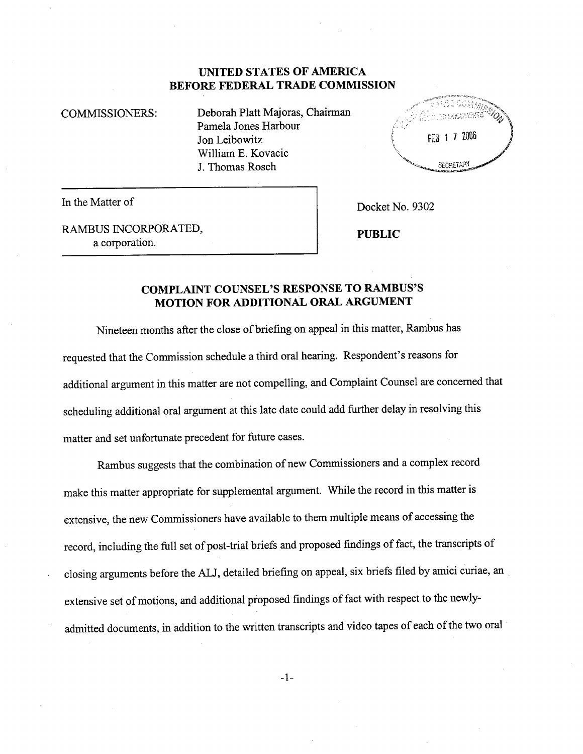**UNITED STATES OF AMERICA**
**BEFORE FEDERAL TRADE COMMISSION**

COMMISSIONERS: Deborah Platt Majoras, Chairman
Pamela Jones Harbour
Jon Leibowitz
William E. Kovacic
J. Thomas Rosch

FEDERAL TRADE COMMISSION RECEIVED DOCUMENTS FEB 17 2006 SECRETARY

In the Matter of

RAMBUS INCORPORATED,
a corporation.

Docket No. 9302

**PUBLIC**

## COMPLAINT COUNSEL'S RESPONSE TO RAMBUS'S MOTION FOR ADDITIONAL ORAL ARGUMENT

Nineteen months after the close of briefing on appeal in this matter, Rambus has requested that the Commission schedule a third oral hearing. Respondent's reasons for additional argument in this matter are not compelling, and Complaint Counsel are concerned that scheduling additional oral argument at this late date could add further delay in resolving this matter and set unfortunate precedent for future cases.

Rambus suggests that the combination of new Commissioners and a complex record make this matter appropriate for supplemental argument. While the record in this matter is extensive, the new Commissioners have available to them multiple means of accessing the record, including the full set of post-trial briefs and proposed findings of fact, the transcripts of closing arguments before the ALJ, detailed briefing on appeal, six briefs filed by amici curiae, an extensive set of motions, and additional proposed findings of fact with respect to the newly-admitted documents, in addition to the written transcripts and video tapes of each of the two oral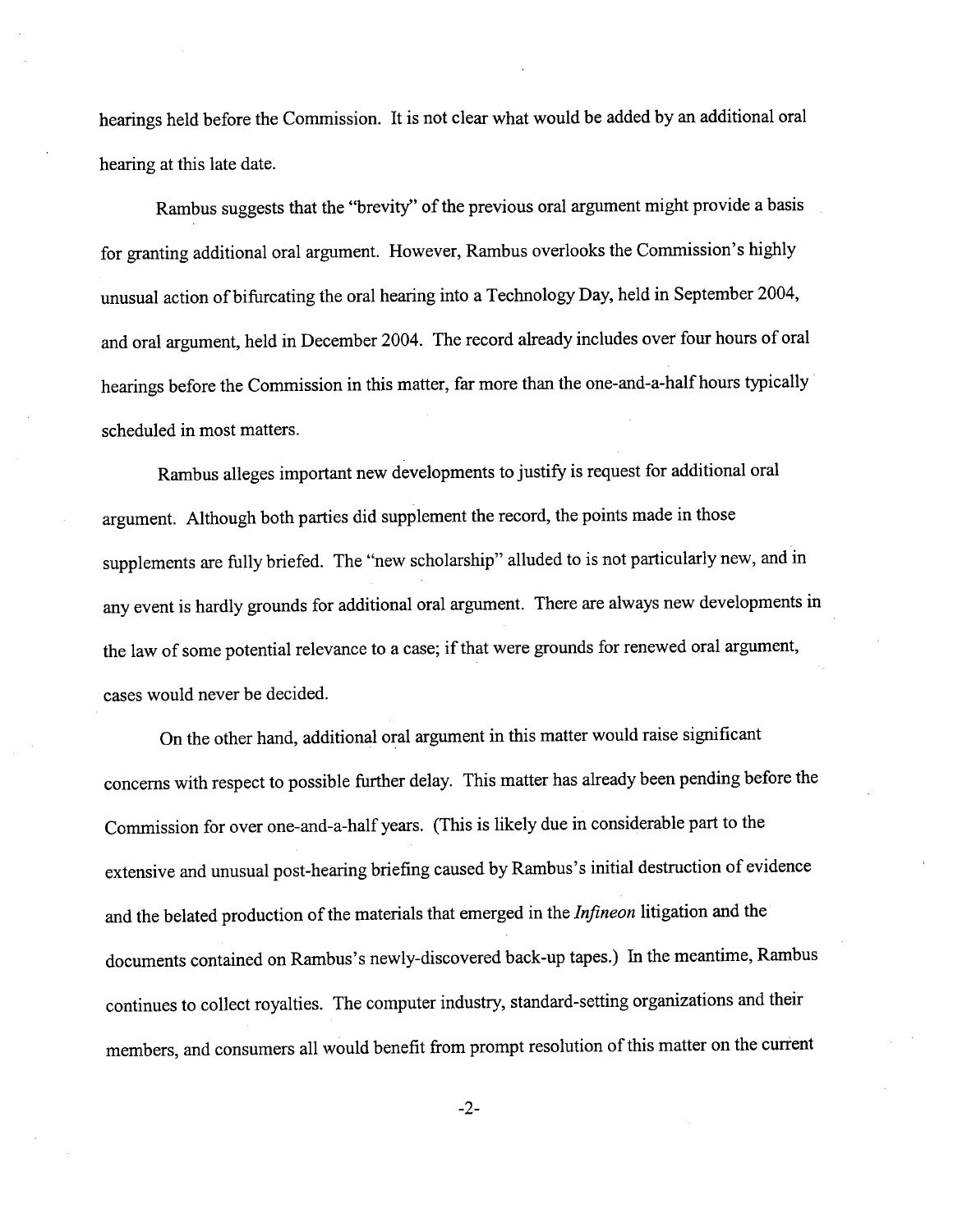hearings held before the Commission. It is not clear what would be added by an additional oral hearing at this late date.

Rambus suggests that the "brevity" of the previous oral argument might provide a basis for granting additional oral argument. However, Rambus overlooks the Commission's highly unusual action of bifurcating the oral hearing into a Technology Day, held in September 2004, and oral argument, held in December 2004. The record already includes over four hours of oral hearings before the Commission in this matter, far more than the one-and-a-half hours typically scheduled in most matters.

Rambus alleges important new developments to justify is request for additional oral argument. Although both parties did supplement the record, the points made in those supplements are fully briefed. The "new scholarship" alluded to is not particularly new, and in any event is hardly grounds for additional oral argument. There are always new developments in the law of some potential relevance to a case; if that were grounds for renewed oral argument, cases would never be decided.

On the other hand, additional oral argument in this matter would raise significant concerns with respect to possible further delay. This matter has already been pending before the Commission for over one-and-a-half years. (This is likely due in considerable part to the extensive and unusual post-hearing briefing caused by Rambus's initial destruction of evidence and the belated production of the materials that emerged in the *Infineon* litigation and the documents contained on Rambus's newly-discovered back-up tapes.) In the meantime, Rambus continues to collect royalties. The computer industry, standard-setting organizations and their members, and consumers all would benefit from prompt resolution of this matter on the current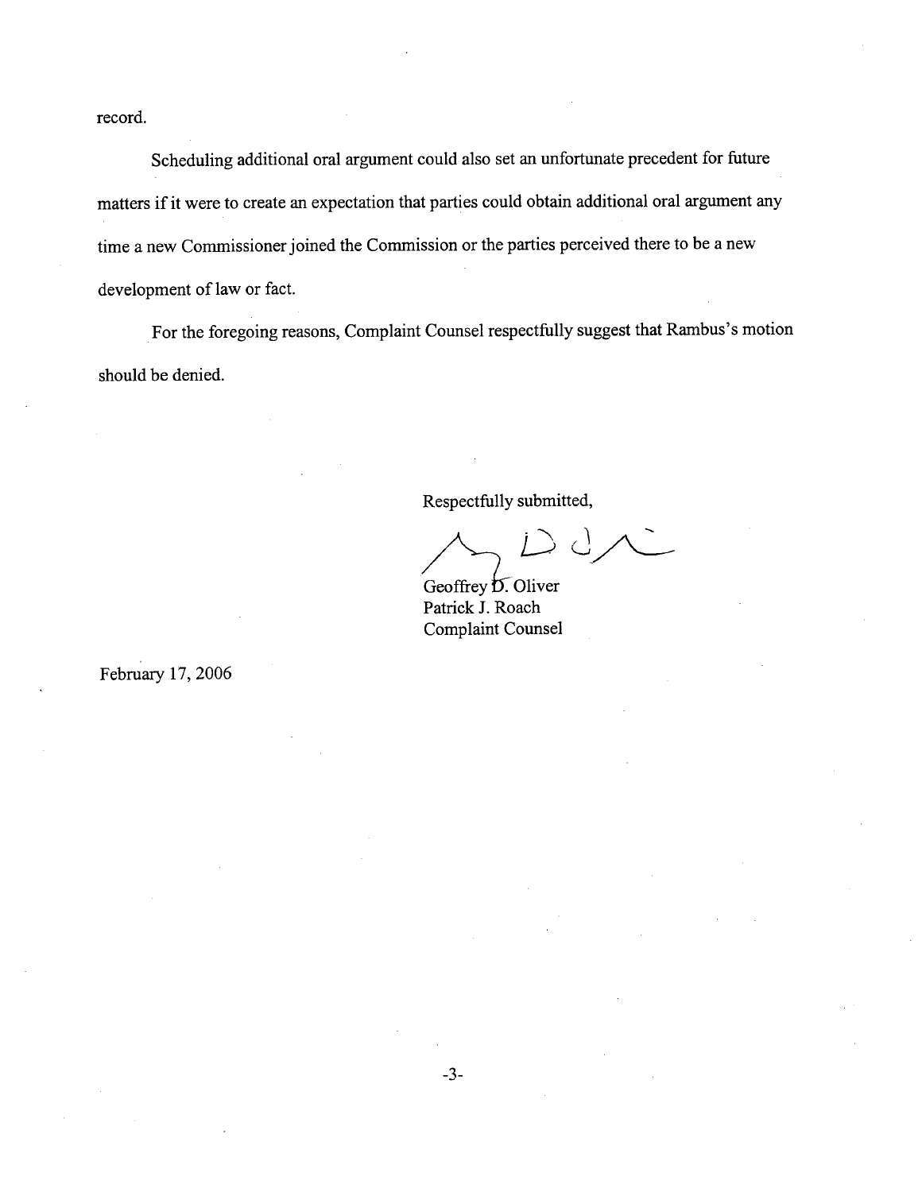record.

Scheduling additional oral argument could also set an unfortunate precedent for future matters if it were to create an expectation that parties could obtain additional oral argument any time a new Commissioner joined the Commission or the parties perceived there to be a new development of law or fact.

For the foregoing reasons, Complaint Counsel respectfully suggest that Rambus's motion should be denied.

Respectfully submitted,

Geoffrey D. Oliver
Patrick J. Roach
Complaint Counsel

February 17, 2006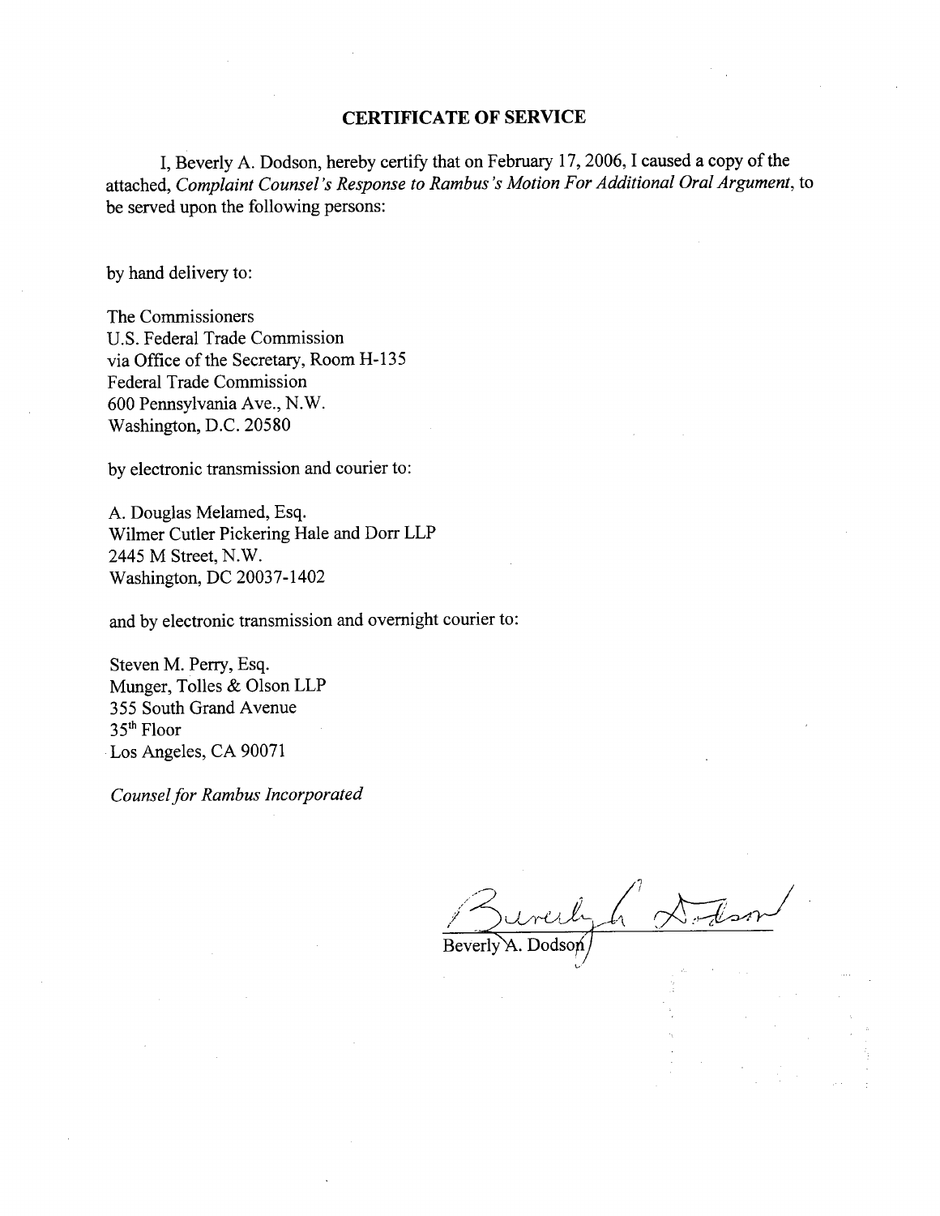## CERTIFICATE OF SERVICE

I, Beverly A. Dodson, hereby certify that on February 17, 2006, I caused a copy of the attached, *Complaint Counsel's Response to Rambus's Motion For Additional Oral Argument*, to be served upon the following persons:

by hand delivery to:

The Commissioners  
U.S. Federal Trade Commission  
via Office of the Secretary, Room H-135  
Federal Trade Commission  
600 Pennsylvania Ave., N.W.  
Washington, D.C. 20580

by electronic transmission and courier to:

A. Douglas Melamed, Esq.  
Wilmer Cutler Pickering Hale and Dorr LLP  
2445 M Street, N.W.  
Washington, DC 20037-1402

and by electronic transmission and overnight courier to:

Steven M. Perry, Esq.  
Munger, Tolles & Olson LLP  
355 South Grand Avenue  
35th Floor  
Los Angeles, CA 90071

*Counsel for Rambus Incorporated*

Beverly A. Dodson